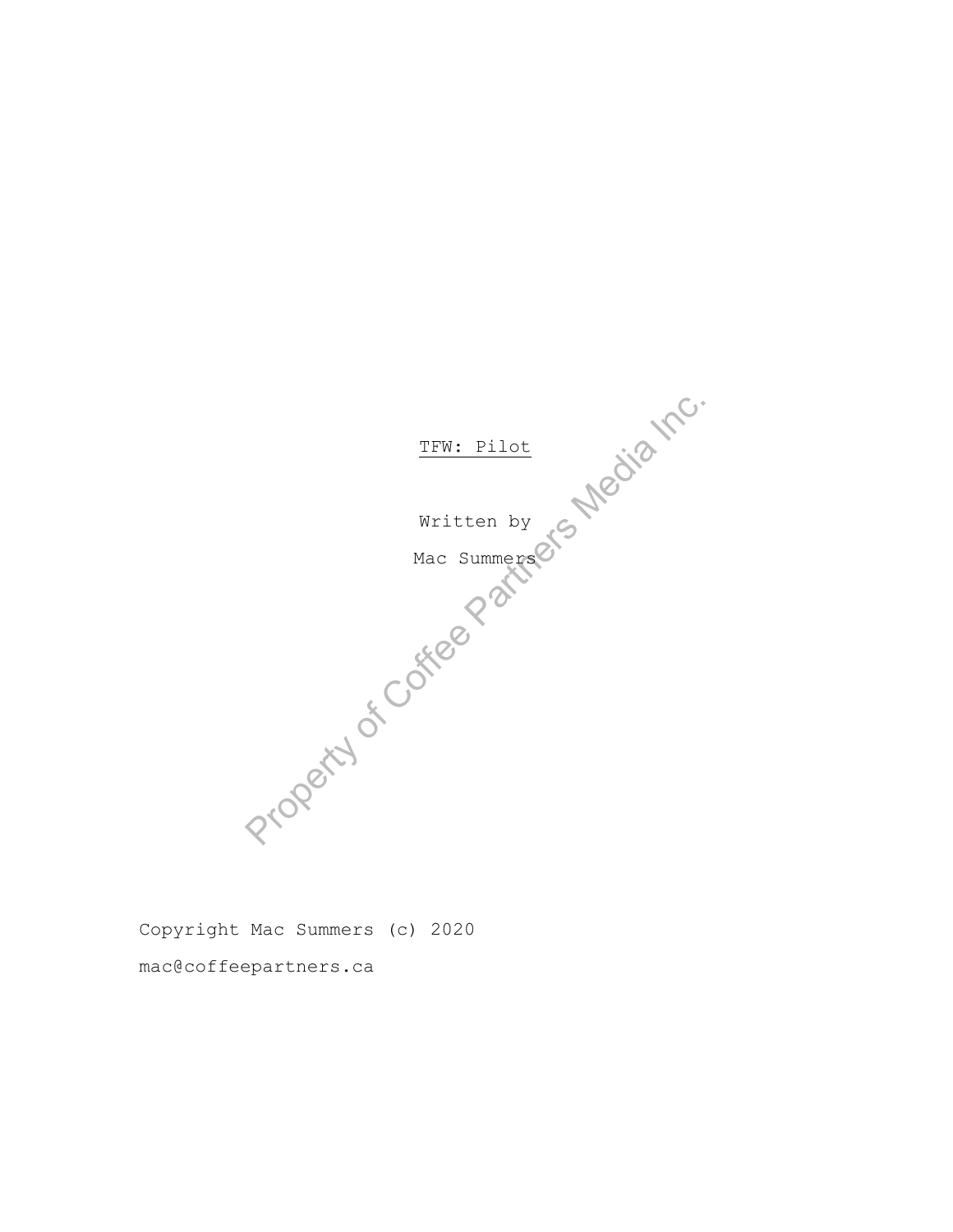TFW: Pilot

Written by

Mac Summers

Property of Coffee Partners Media Inc.

Copyright Mac Summers (c) 2020

mac@coffeepartners.ca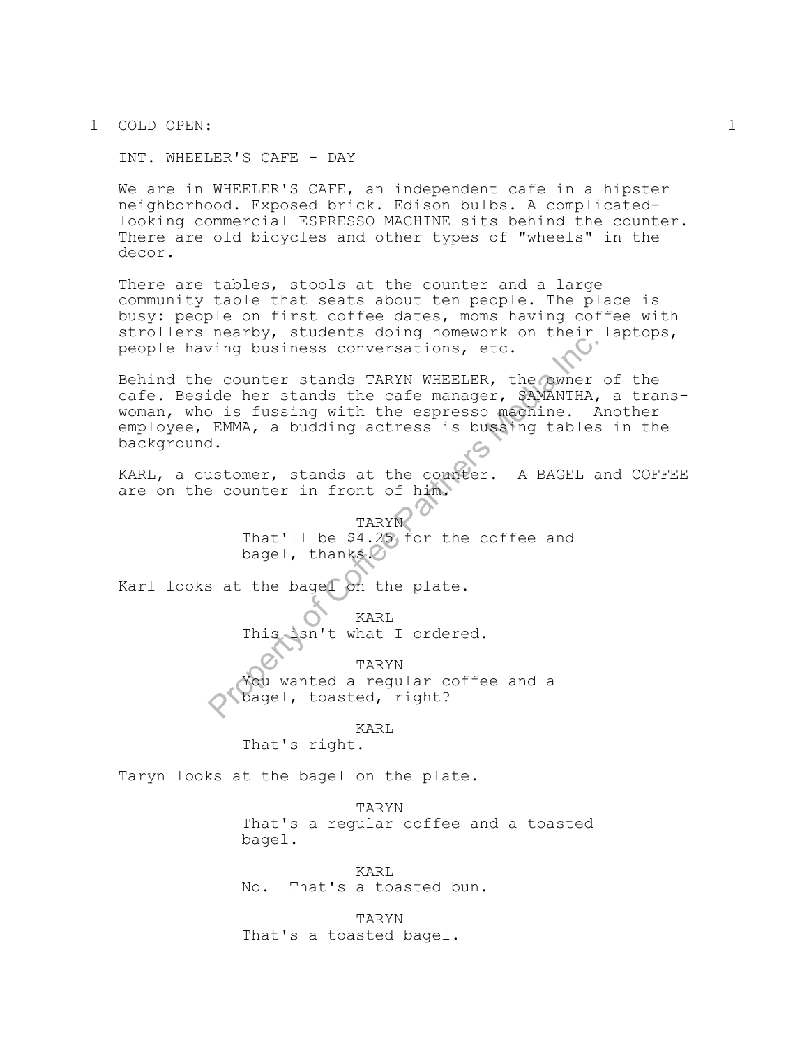1 COLD OPEN: 1

INT. WHEELER'S CAFE - DAY

We are in WHEELER'S CAFE, an independent cafe in a hipster neighborhood. Exposed brick. Edison bulbs. A complicated-looking commercial ESPRESSO MACHINE sits behind the counter. There are old bicycles and other types of "wheels" in the decor.

There are tables, stools at the counter and a large community table that seats about ten people. The place is busy: people on first coffee dates, moms having coffee with strollers nearby, students doing homework on their laptops, people having business conversations, etc.

Behind the counter stands TARYN WHEELER, the owner of the cafe. Beside her stands the cafe manager, SAMANTHA, a trans-woman, who is fussing with the espresso machine. Another employee, EMMA, a budding actress is bussing tables in the background.

KARL, a customer, stands at the counter. A BAGEL and COFFEE are on the counter in front of him.

TARYN
That'll be $4.25 for the coffee and bagel, thanks.

Karl looks at the bagel on the plate.

KARL
This isn't what I ordered.

TARYN
You wanted a regular coffee and a bagel, toasted, right?

KARL
That's right.

Taryn looks at the bagel on the plate.

TARYN
That's a regular coffee and a toasted bagel.

KARL
No. That's a toasted bun.

TARYN
That's a toasted bagel.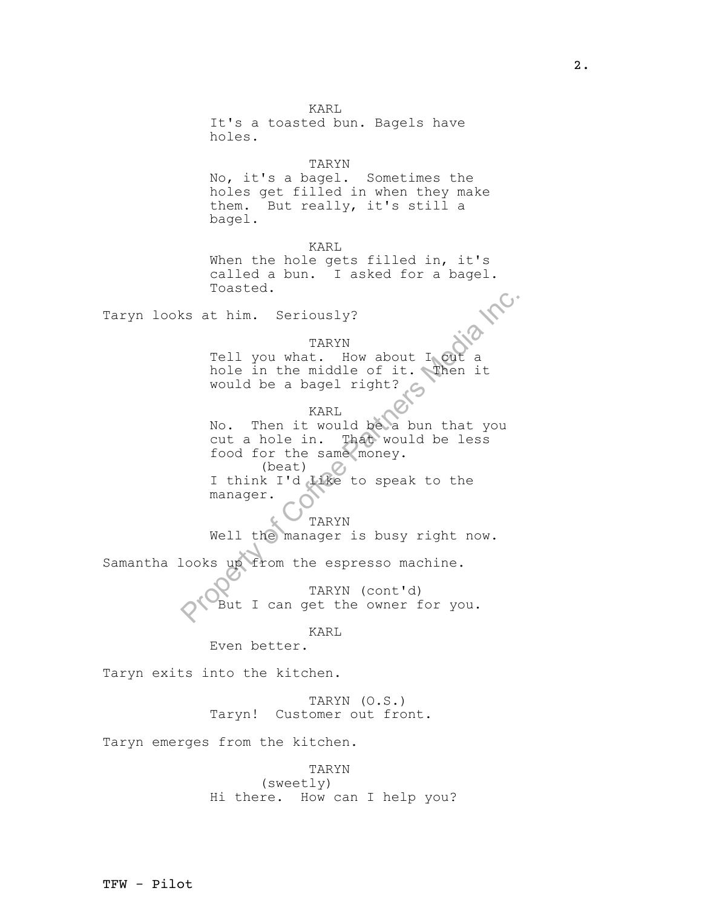KARL
It's a toasted bun. Bagels have holes.

TARYN
No, it's a bagel. Sometimes the holes get filled in when they make them. But really, it's still a bagel.

KARL
When the hole gets filled in, it's called a bun. I asked for a bagel. Toasted.

Taryn looks at him. Seriously?

TARYN
Tell you what. How about I cut a hole in the middle of it. Then it would be a bagel right?

KARL
No. Then it would be a bun that you cut a hole in. That would be less food for the same money.
(beat)
I think I'd like to speak to the manager.

TARYN
Well the manager is busy right now.

Samantha looks up from the espresso machine.

TARYN (cont'd)
But I can get the owner for you.

KARL
Even better.

Taryn exits into the kitchen.

TARYN (O.S.)
Taryn! Customer out front.

Taryn emerges from the kitchen.

TARYN
(sweetly)
Hi there. How can I help you?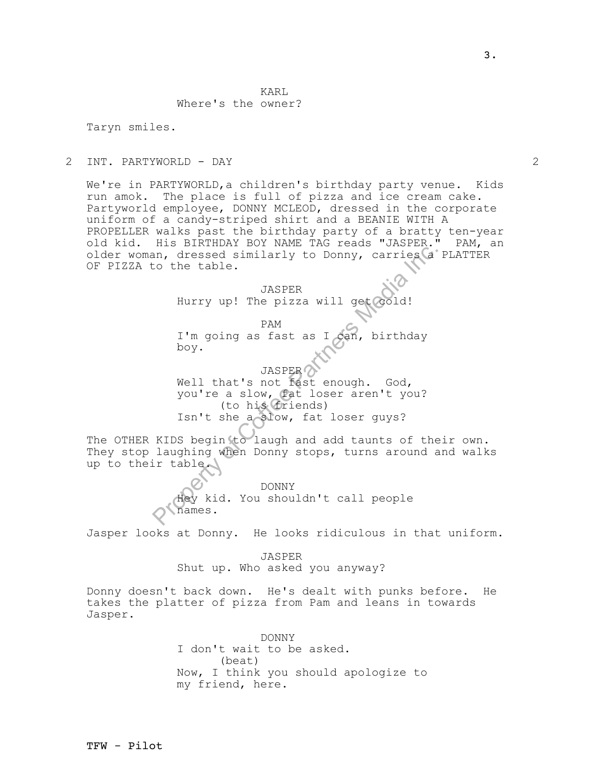KARL
Where's the owner?

Taryn smiles.

2 INT. PARTYWORLD - DAY 2

We're in PARTYWORLD,a children's birthday party venue. Kids run amok. The place is full of pizza and ice cream cake. Partyworld employee, DONNY MCLEOD, dressed in the corporate uniform of a candy-striped shirt and a BEANIE WITH A PROPELLER walks past the birthday party of a bratty ten-year old kid. His BIRTHDAY BOY NAME TAG reads "JASPER." PAM, an older woman, dressed similarly to Donny, carries a PLATTER OF PIZZA to the table.

JASPER
Hurry up! The pizza will get cold!

PAM
I'm going as fast as I can, birthday boy.

JASPER
Well that's not fast enough. God, you're a slow, fat loser aren't you?
(to his friends)
Isn't she a slow, fat loser guys?

The OTHER KIDS begin to laugh and add taunts of their own. They stop laughing when Donny stops, turns around and walks up to their table.

DONNY
Hey kid. You shouldn't call people names.

Jasper looks at Donny. He looks ridiculous in that uniform.

JASPER
Shut up. Who asked you anyway?

Donny doesn't back down. He's dealt with punks before. He takes the platter of pizza from Pam and leans in towards Jasper.

DONNY
I don't wait to be asked.
(beat)
Now, I think you should apologize to my friend, here.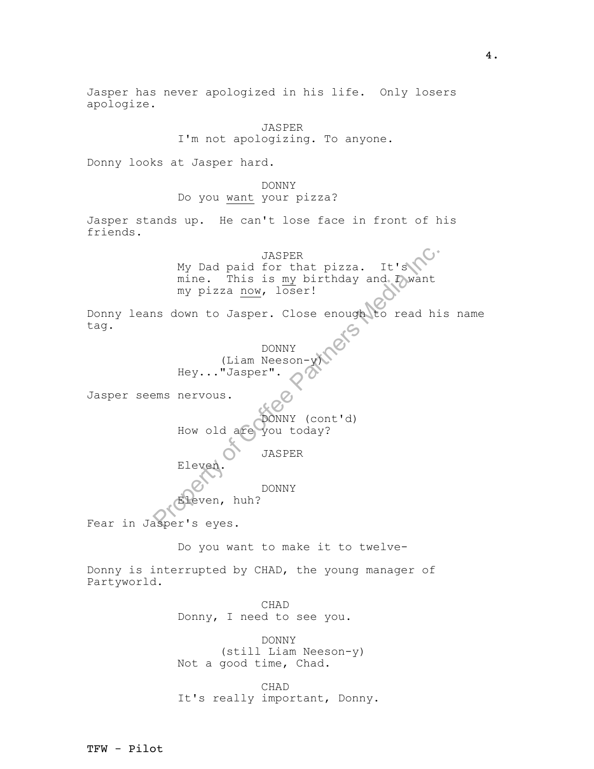Jasper has never apologized in his life. Only losers apologize.

JASPER
I'm not apologizing. To anyone.

Donny looks at Jasper hard.

DONNY
Do you <u>want</u> your pizza?

Jasper stands up. He can't lose face in front of his friends.

JASPER
My Dad paid for that pizza. It's mine. This is <u>my</u> birthday and I want my pizza <u>now</u>, loser!

Donny leans down to Jasper. Close enough to read his name tag.

DONNY
(Liam Neeson-y)
Hey..."Jasper".

Jasper seems nervous.

DONNY (cont'd)
How old are you today?

JASPER
Eleven.

DONNY
Eleven, huh?

Fear in Jasper's eyes.

Do you want to make it to twelve-

Donny is interrupted by CHAD, the young manager of Partyworld.

CHAD
Donny, I need to see you.

DONNY
(still Liam Neeson-y)
Not a good time, Chad.

CHAD
It's really important, Donny.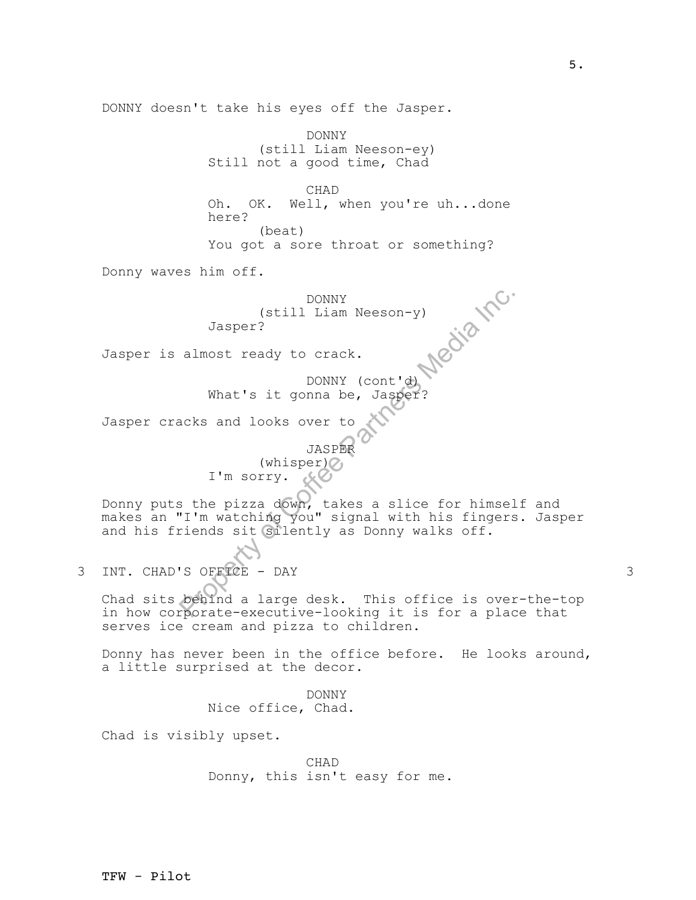DONNY doesn't take his eyes off the Jasper.

DONNY
(still Liam Neeson-ey)
Still not a good time, Chad

CHAD
Oh. OK. Well, when you're uh...done here?
(beat)
You got a sore throat or something?

Donny waves him off.

DONNY
(still Liam Neeson-y)
Jasper?

Jasper is almost ready to crack.

DONNY (cont'd)
What's it gonna be, Jasper?

Jasper cracks and looks over to

JASPER
(whisper)
I'm sorry.

Donny puts the pizza down, takes a slice for himself and makes an "I'm watching you" signal with his fingers. Jasper and his friends sit silently as Donny walks off.

3 INT. CHAD'S OFFICE - DAY 3

Chad sits behind a large desk. This office is over-the-top in how corporate-executive-looking it is for a place that serves ice cream and pizza to children.

Donny has never been in the office before. He looks around, a little surprised at the decor.

DONNY
Nice office, Chad.

Chad is visibly upset.

CHAD
Donny, this isn't easy for me.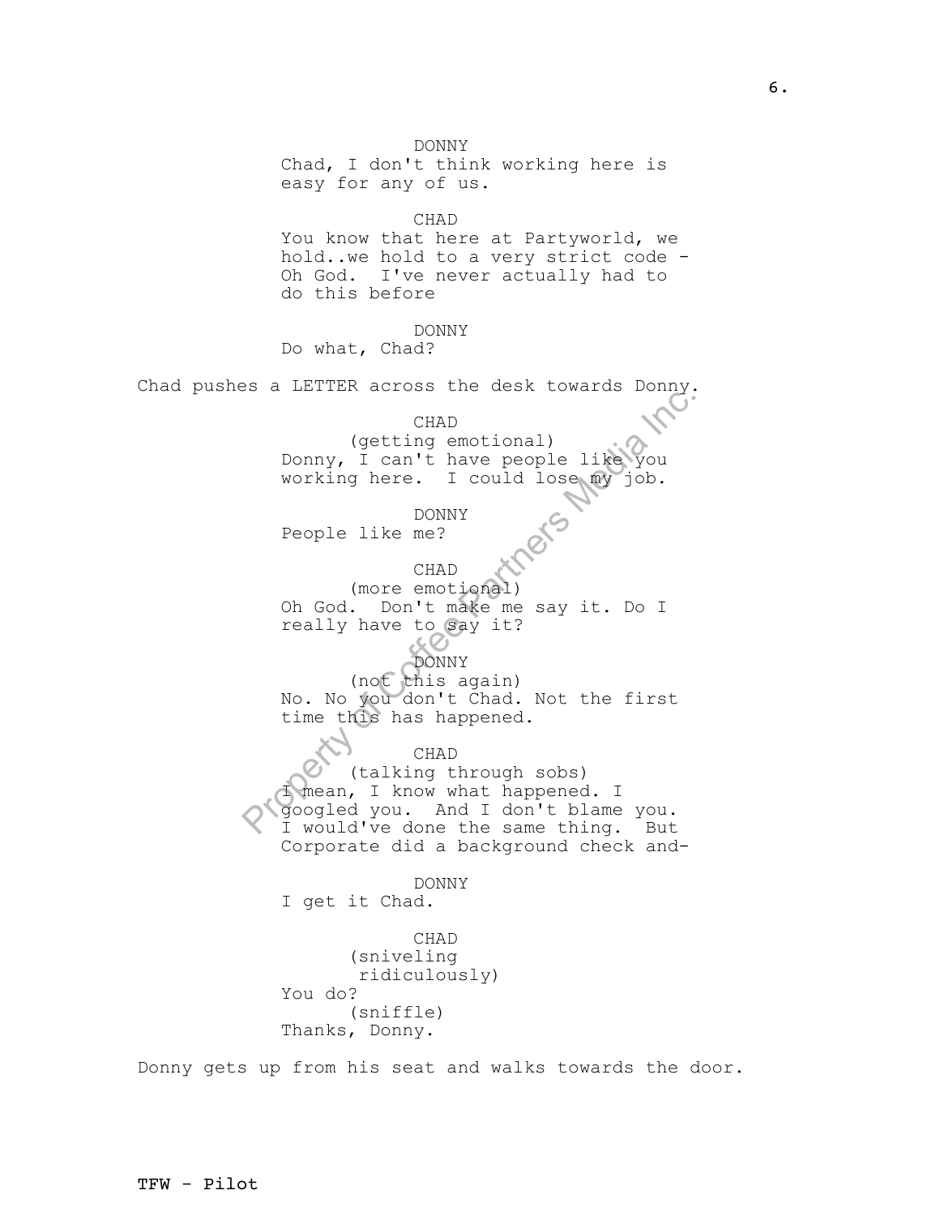DONNY
Chad, I don't think working here is easy for any of us.

CHAD
You know that here at Partyworld, we hold..we hold to a very strict code - Oh God. I've never actually had to do this before

DONNY
Do what, Chad?

Chad pushes a LETTER across the desk towards Donny.

CHAD
(getting emotional)
Donny, I can't have people like you working here. I could lose my job.

DONNY
People like me?

CHAD
(more emotional)
Oh God. Don't make me say it. Do I really have to say it?

DONNY
(not this again)
No. No you don't Chad. Not the first time this has happened.

CHAD
(talking through sobs)
I mean, I know what happened. I googled you. And I don't blame you. I would've done the same thing. But Corporate did a background check and-

DONNY
I get it Chad.

CHAD
(sniveling ridiculously)
You do?
(sniffle)
Thanks, Donny.

Donny gets up from his seat and walks towards the door.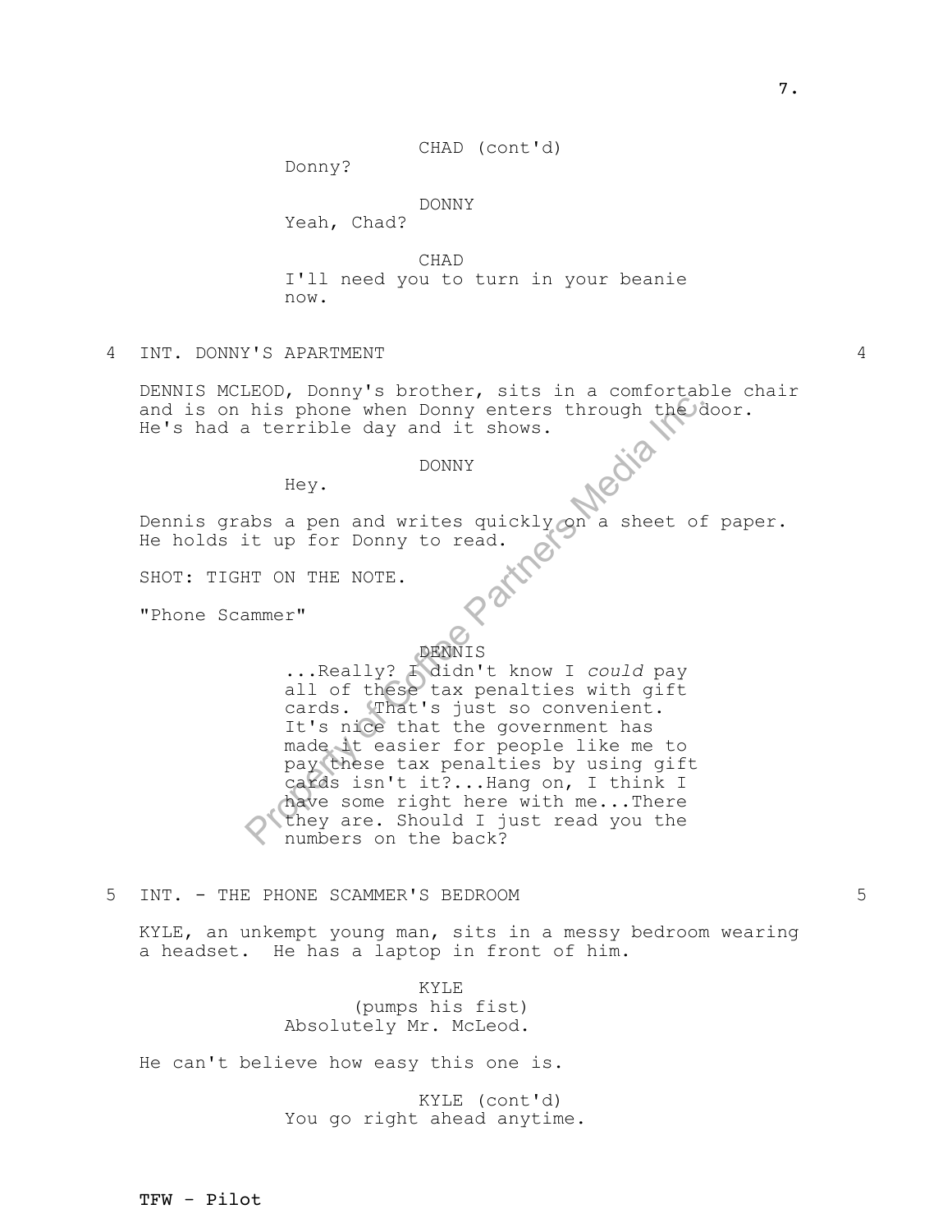CHAD (cont'd)
Donny?

DONNY
Yeah, Chad?

CHAD
I'll need you to turn in your beanie now.

4 INT. DONNY'S APARTMENT 4

DENNIS MCLEOD, Donny's brother, sits in a comfortable chair and is on his phone when Donny enters through the door. He's had a terrible day and it shows.

DONNY
Hey.

Dennis grabs a pen and writes quickly on a sheet of paper. He holds it up for Donny to read.

SHOT: TIGHT ON THE NOTE.

"Phone Scammer"

DENNIS
...Really? I didn't know I *could* pay all of these tax penalties with gift cards. That's just so convenient. It's nice that the government has made it easier for people like me to pay these tax penalties by using gift cards isn't it?...Hang on, I think I have some right here with me...There they are. Should I just read you the numbers on the back?

5 INT. - THE PHONE SCAMMER'S BEDROOM 5

KYLE, an unkempt young man, sits in a messy bedroom wearing a headset. He has a laptop in front of him.

KYLE
(pumps his fist)
Absolutely Mr. McLeod.

He can't believe how easy this one is.

KYLE (cont'd)
You go right ahead anytime.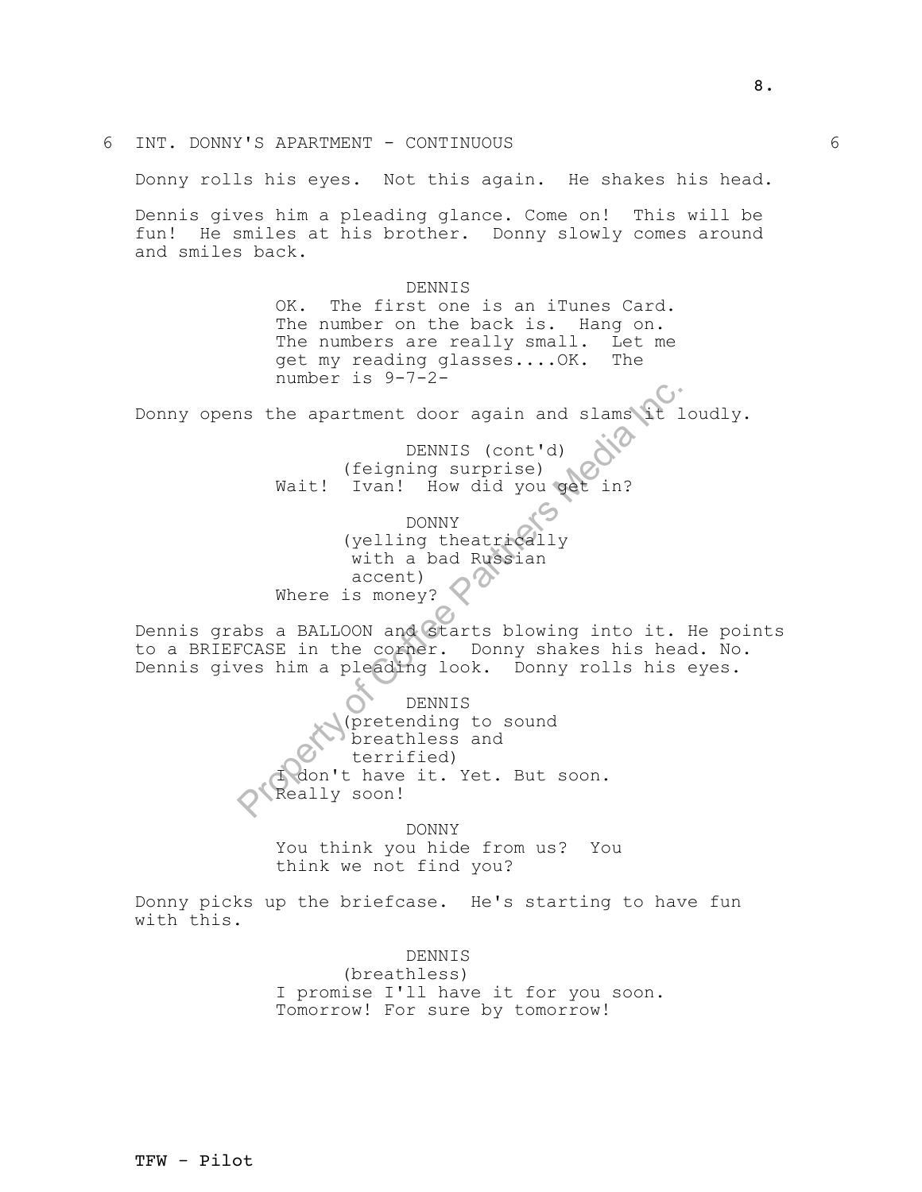6 INT. DONNY'S APARTMENT - CONTINUOUS 6

Donny rolls his eyes. Not this again. He shakes his head.

Dennis gives him a pleading glance. Come on! This will be fun! He smiles at his brother. Donny slowly comes around and smiles back.

DENNIS
OK. The first one is an iTunes Card. The number on the back is. Hang on. The numbers are really small. Let me get my reading glasses....OK. The number is 9-7-2-

Donny opens the apartment door again and slams it loudly.

DENNIS (cont'd)
(feigning surprise)
Wait! Ivan! How did you get in?

DONNY
(yelling theatrically with a bad Russian accent)
Where is money?

Dennis grabs a BALLOON and starts blowing into it. He points to a BRIEFCASE in the corner. Donny shakes his head. No. Dennis gives him a pleading look. Donny rolls his eyes.

DENNIS
(pretending to sound breathless and terrified)
I don't have it. Yet. But soon. Really soon!

DONNY
You think you hide from us? You think we not find you?

Donny picks up the briefcase. He's starting to have fun with this.

DENNIS
(breathless)
I promise I'll have it for you soon. Tomorrow! For sure by tomorrow!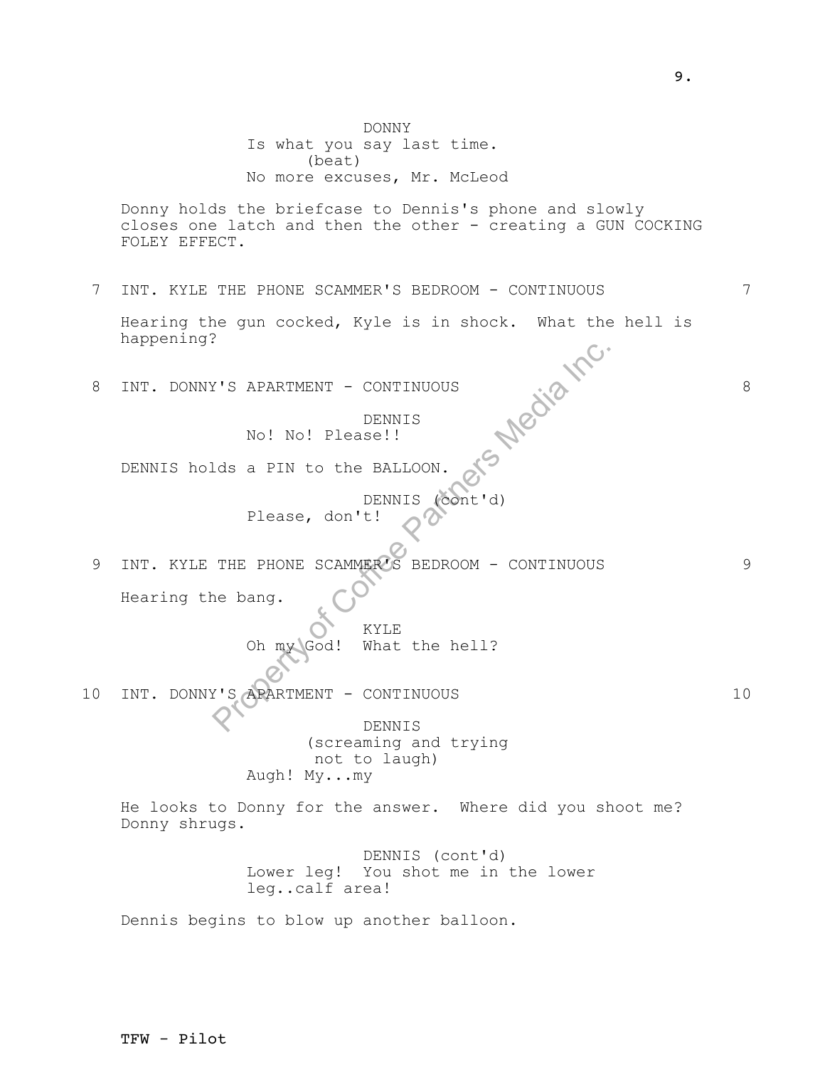DONNY
Is what you say last time.
(beat)
No more excuses, Mr. McLeod

Donny holds the briefcase to Dennis's phone and slowly closes one latch and then the other - creating a GUN COCKING FOLEY EFFECT.

7 INT. KYLE THE PHONE SCAMMER'S BEDROOM - CONTINUOUS 7

Hearing the gun cocked, Kyle is in shock. What the hell is happening?

8 INT. DONNY'S APARTMENT - CONTINUOUS 8

DENNIS
No! No! Please!!

DENNIS holds a PIN to the BALLOON.

DENNIS (cont'd)
Please, don't!

9 INT. KYLE THE PHONE SCAMMER'S BEDROOM - CONTINUOUS 9

Hearing the bang.

KYLE
Oh my God! What the hell?

10 INT. DONNY'S APARTMENT - CONTINUOUS 10

DENNIS
(screaming and trying not to laugh)
Augh! My...my

He looks to Donny for the answer. Where did you shoot me? Donny shrugs.

DENNIS (cont'd)
Lower leg! You shot me in the lower leg..calf area!

Dennis begins to blow up another balloon.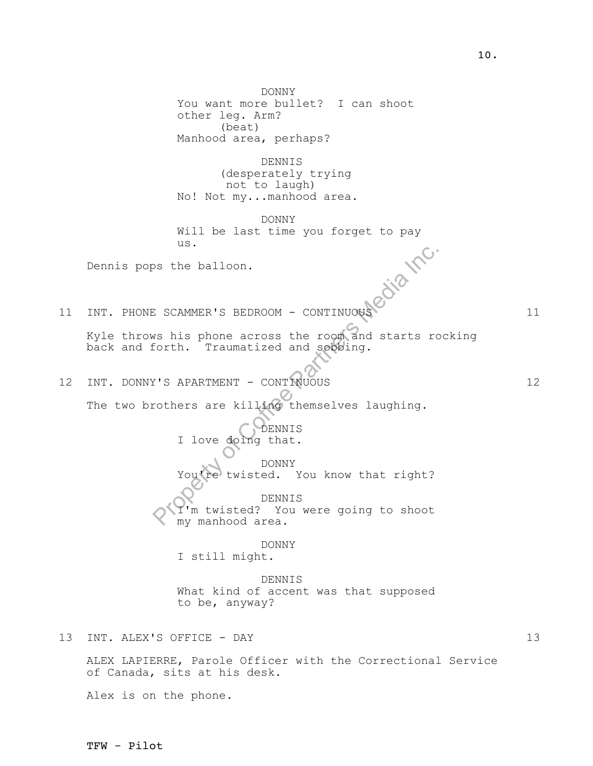DONNY
You want more bullet? I can shoot other leg. Arm?
(beat)
Manhood area, perhaps?

DENNIS
(desperately trying not to laugh)
No! Not my...manhood area.

DONNY
Will be last time you forget to pay us.

Dennis pops the balloon.

11 INT. PHONE SCAMMER'S BEDROOM - CONTINUOUS 11

Kyle throws his phone across the room and starts rocking back and forth. Traumatized and sobbing.

12 INT. DONNY'S APARTMENT - CONTINUOUS 12

The two brothers are killing themselves laughing.

DENNIS
I love doing that.

DONNY
You're twisted. You know that right?

DENNIS
I'm twisted? You were going to shoot my manhood area.

DONNY
I still might.

DENNIS
What kind of accent was that supposed to be, anyway?

13 INT. ALEX'S OFFICE - DAY 13

ALEX LAPIERRE, Parole Officer with the Correctional Service of Canada, sits at his desk.

Alex is on the phone.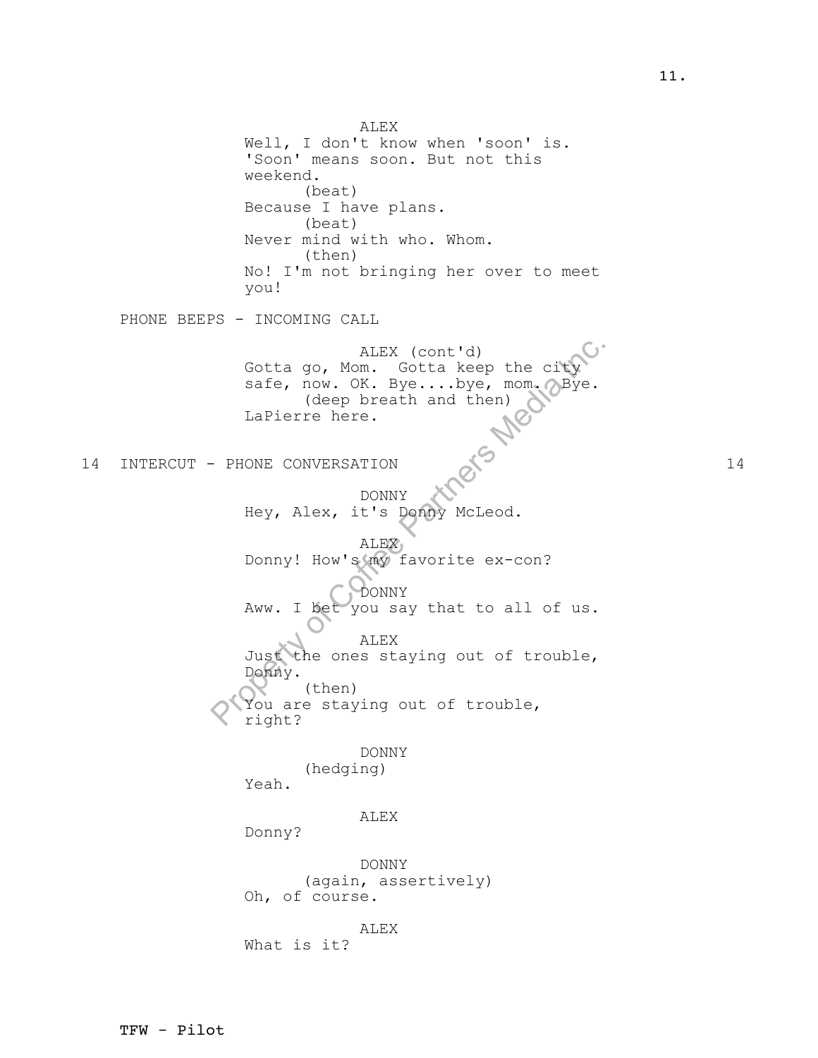ALEX

Well, I don't know when 'soon' is. 'Soon' means soon. But not this weekend.

(beat)

Because I have plans.

(beat)

Never mind with who. Whom.

(then)

No! I'm not bringing her over to meet you!

PHONE BEEPS - INCOMING CALL

ALEX (cont'd)

Gotta go, Mom. Gotta keep the city safe, now. OK. Bye....bye, mom. Bye.

(deep breath and then)

LaPierre here.

## 14 INTERCUT - PHONE CONVERSATION 14

DONNY

Hey, Alex, it's Donny McLeod.

ALEX

Donny! How's my favorite ex-con?

DONNY

Aww. I bet you say that to all of us.

ALEX

Just the ones staying out of trouble, Donny.

(then)

You are staying out of trouble, right?

DONNY

(hedging)

Yeah.

ALEX

Donny?

DONNY

(again, assertively)

Oh, of course.

ALEX

What is it?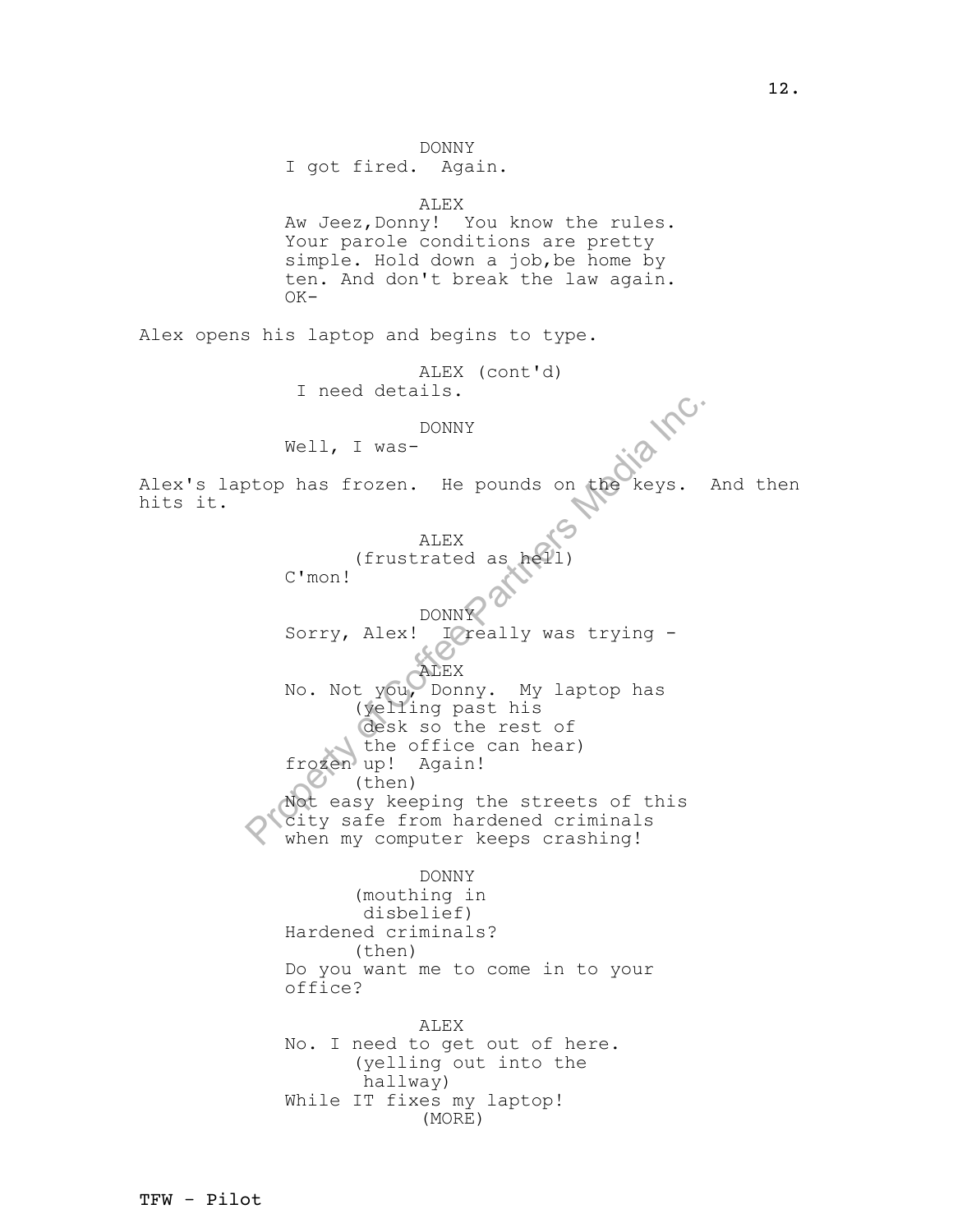DONNY
I got fired.  Again.

ALEX
Aw Jeez,Donny!  You know the rules. Your parole conditions are pretty simple. Hold down a job,be home by ten. And don't break the law again. OK-

Alex opens his laptop and begins to type.

ALEX (cont'd)
I need details.

DONNY
Well, I was-

Alex's laptop has frozen.  He pounds on the keys.  And then hits it.

ALEX
(frustrated as hell)
C'mon!

DONNY
Sorry, Alex!  I really was trying -

ALEX
No. Not you, Donny.  My laptop has
(yelling past his desk so the rest of the office can hear)
frozen up!  Again!
(then)
Not easy keeping the streets of this city safe from hardened criminals when my computer keeps crashing!

DONNY
(mouthing in disbelief)
Hardened criminals?
(then)
Do you want me to come in to your office?

ALEX
No. I need to get out of here.
(yelling out into the hallway)
While IT fixes my laptop!
(MORE)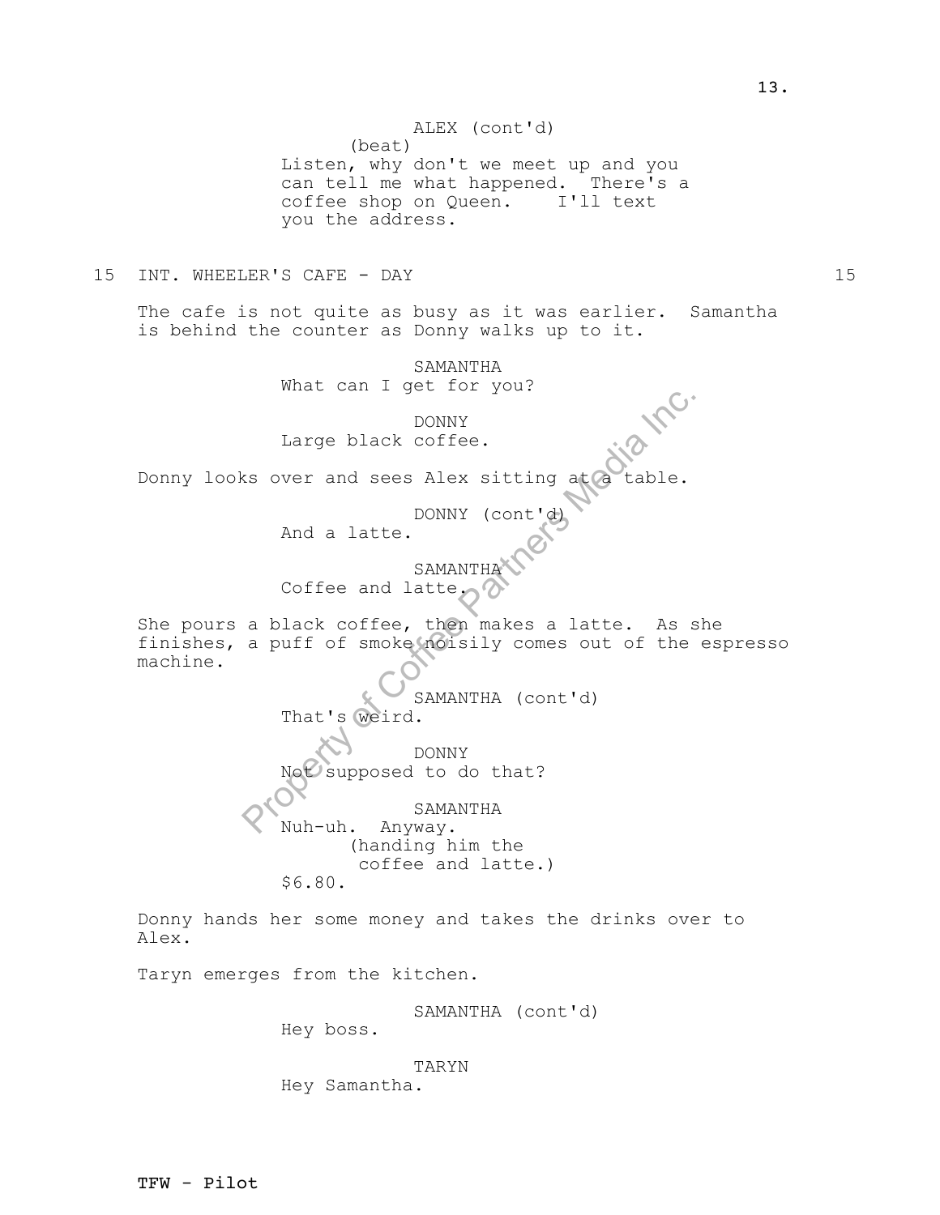ALEX (cont'd)
(beat)
Listen, why don't we meet up and you can tell me what happened. There's a coffee shop on Queen. I'll text you the address.

15 INT. WHEELER'S CAFE - DAY 15

The cafe is not quite as busy as it was earlier. Samantha is behind the counter as Donny walks up to it.

SAMANTHA
What can I get for you?

DONNY
Large black coffee.

Donny looks over and sees Alex sitting at a table.

DONNY (cont'd)
And a latte.

SAMANTHA
Coffee and latte.

She pours a black coffee, then makes a latte. As she finishes, a puff of smoke noisily comes out of the espresso machine.

SAMANTHA (cont'd)
That's weird.

DONNY
Not supposed to do that?

SAMANTHA
Nuh-uh. Anyway.
(handing him the coffee and latte.)
$6.80.

Donny hands her some money and takes the drinks over to Alex.

Taryn emerges from the kitchen.

SAMANTHA (cont'd)
Hey boss.

TARYN
Hey Samantha.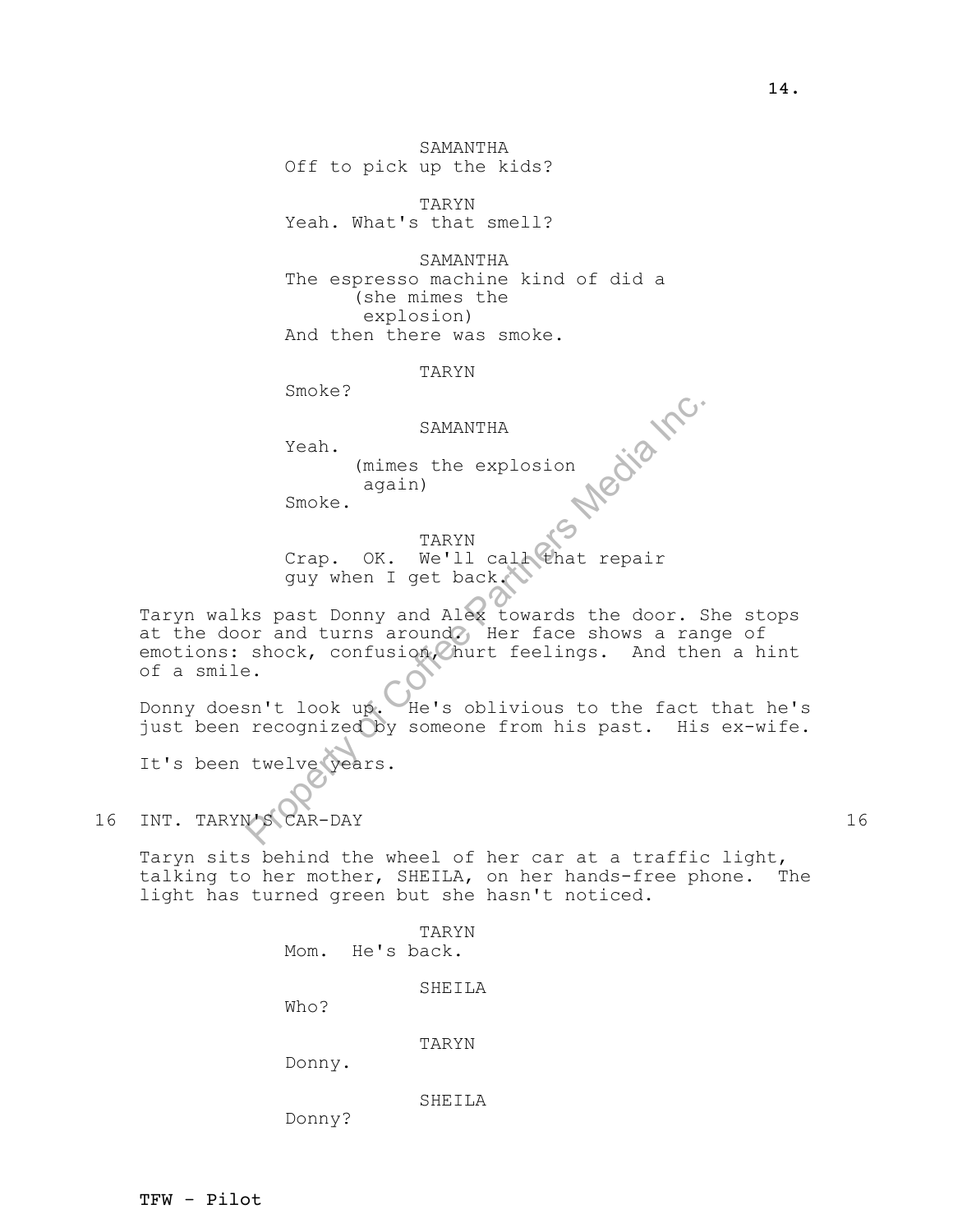SAMANTHA
Off to pick up the kids?

TARYN
Yeah. What's that smell?

SAMANTHA
The espresso machine kind of did a
(she mimes the explosion)
And then there was smoke.

TARYN
Smoke?

SAMANTHA
Yeah.
(mimes the explosion again)
Smoke.

TARYN
Crap. OK. We'll call that repair guy when I get back.

Taryn walks past Donny and Alex towards the door. She stops at the door and turns around. Her face shows a range of emotions: shock, confusion, hurt feelings. And then a hint of a smile.

Donny doesn't look up. He's oblivious to the fact that he's just been recognized by someone from his past. His ex-wife.

It's been twelve years.

16 INT. TARYN'S CAR-DAY 16

Taryn sits behind the wheel of her car at a traffic light, talking to her mother, SHEILA, on her hands-free phone. The light has turned green but she hasn't noticed.

TARYN
Mom. He's back.

SHEILA
Who?

TARYN
Donny.

SHEILA
Donny?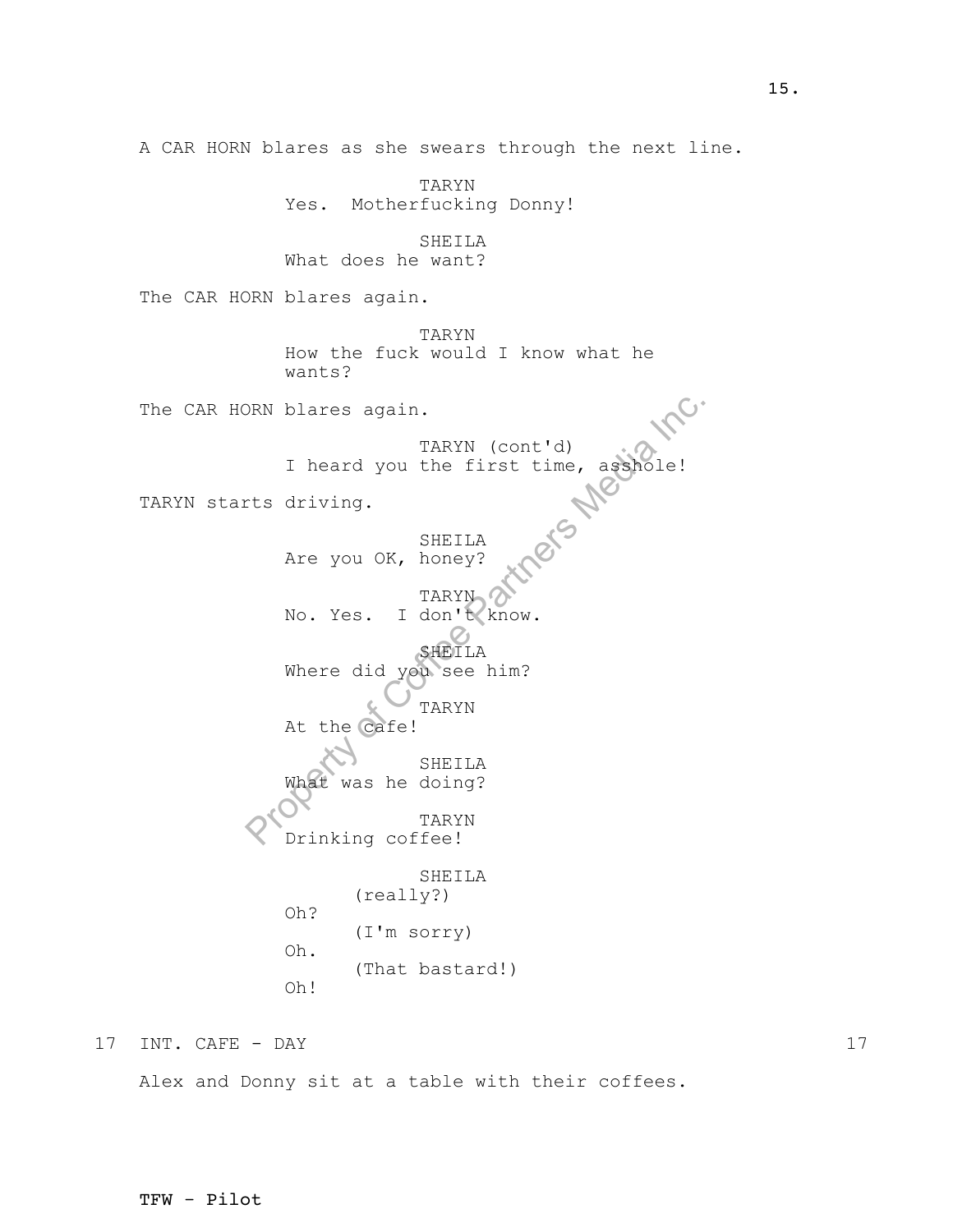A CAR HORN blares as she swears through the next line.

TARYN
Yes. Motherfucking Donny!

SHEILA
What does he want?

The CAR HORN blares again.

TARYN
How the fuck would I know what he wants?

The CAR HORN blares again.

TARYN (cont'd)
I heard you the first time, asshole!

TARYN starts driving.

SHEILA
Are you OK, honey?

TARYN
No. Yes. I don't know.

SHEILA
Where did you see him?

TARYN
At the cafe!

SHEILA
What was he doing?

TARYN
Drinking coffee!

SHEILA
(really?)
Oh?
(I'm sorry)
Oh.
(That bastard!)
Oh!

17 INT. CAFE - DAY 17

Alex and Donny sit at a table with their coffees.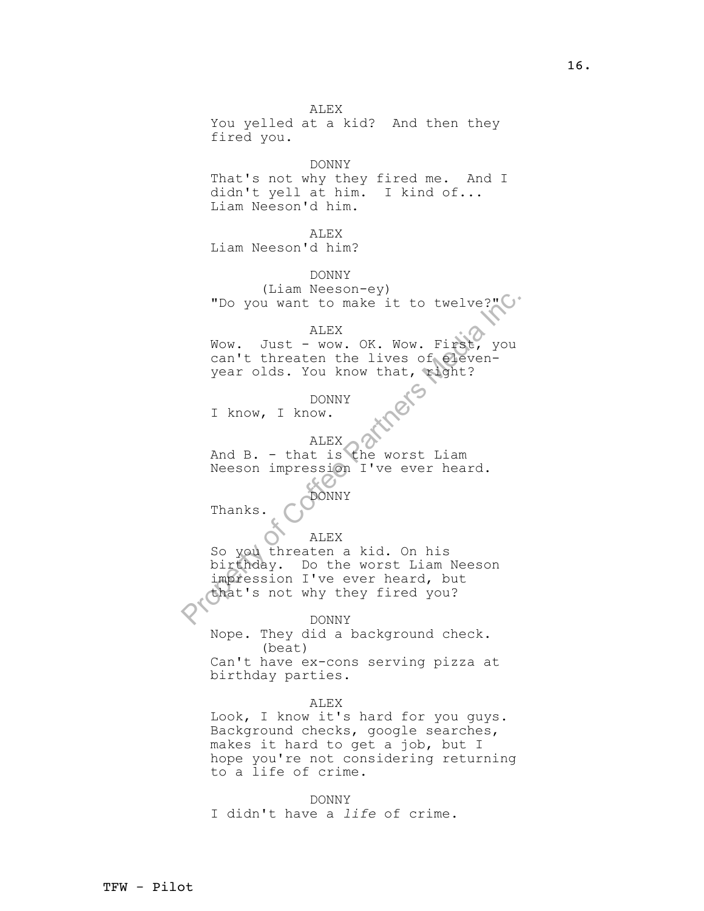ALEX
You yelled at a kid? And then they fired you.

DONNY
That's not why they fired me. And I didn't yell at him. I kind of... Liam Neeson'd him.

ALEX
Liam Neeson'd him?

DONNY
(Liam Neeson-ey)
"Do you want to make it to twelve?"

ALEX
Wow. Just - wow. OK. Wow. First, you can't threaten the lives of eleven-year olds. You know that, right?

DONNY
I know, I know.

ALEX
And B. - that is the worst Liam Neeson impression I've ever heard.

DONNY
Thanks.

ALEX
So you threaten a kid. On his birthday. Do the worst Liam Neeson impression I've ever heard, but that's not why they fired you?

DONNY
Nope. They did a background check.
(beat)
Can't have ex-cons serving pizza at birthday parties.

ALEX
Look, I know it's hard for you guys. Background checks, google searches, makes it hard to get a job, but I hope you're not considering returning to a life of crime.

DONNY
I didn't have a *life* of crime.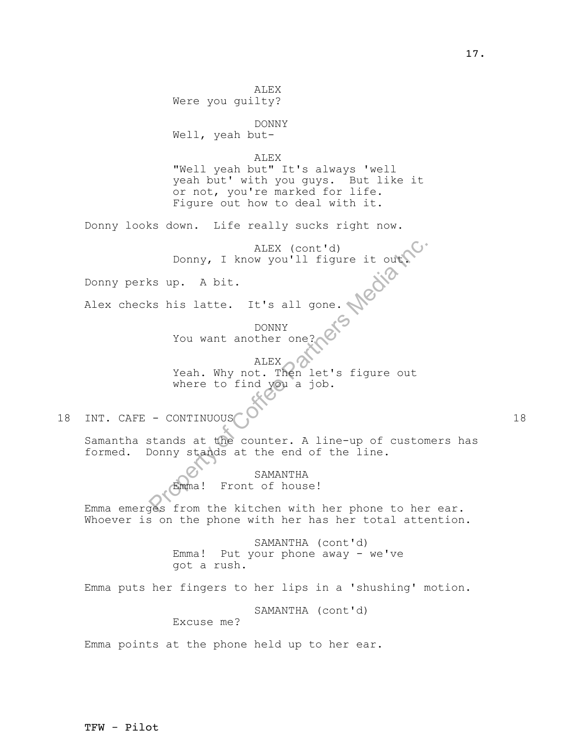ALEX
Were you guilty?

DONNY
Well, yeah but-

ALEX
"Well yeah but" It's always 'well yeah but' with you guys. But like it or not, you're marked for life. Figure out how to deal with it.

Donny looks down. Life really sucks right now.

ALEX (cont'd)
Donny, I know you'll figure it out.

Donny perks up. A bit.

Alex checks his latte. It's all gone.

DONNY
You want another one?

ALEX
Yeah. Why not. Then let's figure out where to find you a job.

18 INT. CAFE - CONTINUOUS 18

Samantha stands at the counter. A line-up of customers has formed. Donny stands at the end of the line.

SAMANTHA
Emma! Front of house!

Emma emerges from the kitchen with her phone to her ear. Whoever is on the phone with her has her total attention.

SAMANTHA (cont'd)
Emma! Put your phone away - we've got a rush.

Emma puts her fingers to her lips in a 'shushing' motion.

SAMANTHA (cont'd)
Excuse me?

Emma points at the phone held up to her ear.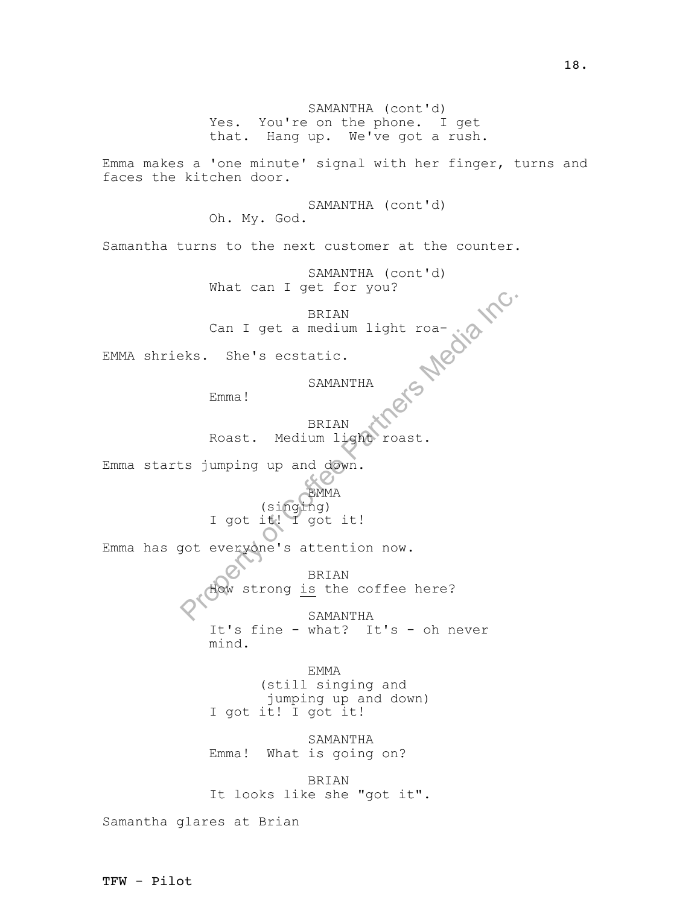SAMANTHA (cont'd)
Yes. You're on the phone. I get that. Hang up. We've got a rush.

Emma makes a 'one minute' signal with her finger, turns and faces the kitchen door.

SAMANTHA (cont'd)
Oh. My. God.

Samantha turns to the next customer at the counter.

SAMANTHA (cont'd)
What can I get for you?

BRIAN
Can I get a medium light roa-

EMMA shrieks. She's ecstatic.

SAMANTHA
Emma!

BRIAN
Roast. Medium light roast.

Emma starts jumping up and down.

EMMA
(singing)
I got it! I got it!

Emma has got everyone's attention now.

BRIAN
How strong is the coffee here?

SAMANTHA
It's fine - what? It's - oh never mind.

EMMA
(still singing and jumping up and down)
I got it! I got it!

SAMANTHA
Emma! What is going on?

BRIAN
It looks like she "got it".

Samantha glares at Brian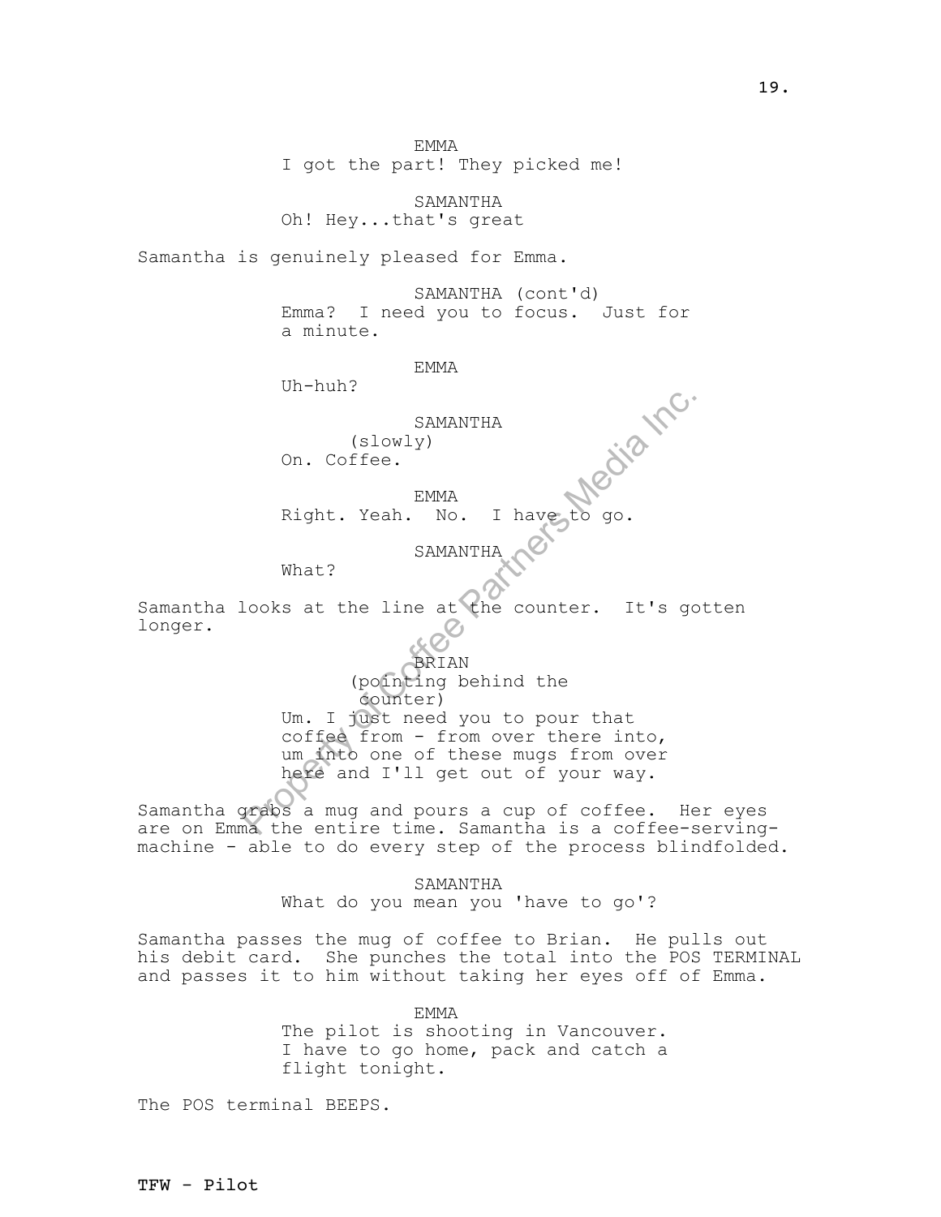EMMA

I got the part! They picked me!

SAMANTHA

Oh! Hey...that's great

Samantha is genuinely pleased for Emma.

SAMANTHA (cont'd)

Emma? I need you to focus. Just for a minute.

EMMA

Uh-huh?

SAMANTHA

(slowly)

On. Coffee.

EMMA

Right. Yeah. No. I have to go.

SAMANTHA

What?

Samantha looks at the line at the counter. It's gotten longer.

BRIAN

(pointing behind the counter)

Um. I just need you to pour that coffee from - from over there into, um into one of these mugs from over here and I'll get out of your way.

Samantha grabs a mug and pours a cup of coffee. Her eyes are on Emma the entire time. Samantha is a coffee-serving-machine - able to do every step of the process blindfolded.

SAMANTHA

What do you mean you 'have to go'?

Samantha passes the mug of coffee to Brian. He pulls out his debit card. She punches the total into the POS TERMINAL and passes it to him without taking her eyes off of Emma.

EMMA

The pilot is shooting in Vancouver. I have to go home, pack and catch a flight tonight.

The POS terminal BEEPS.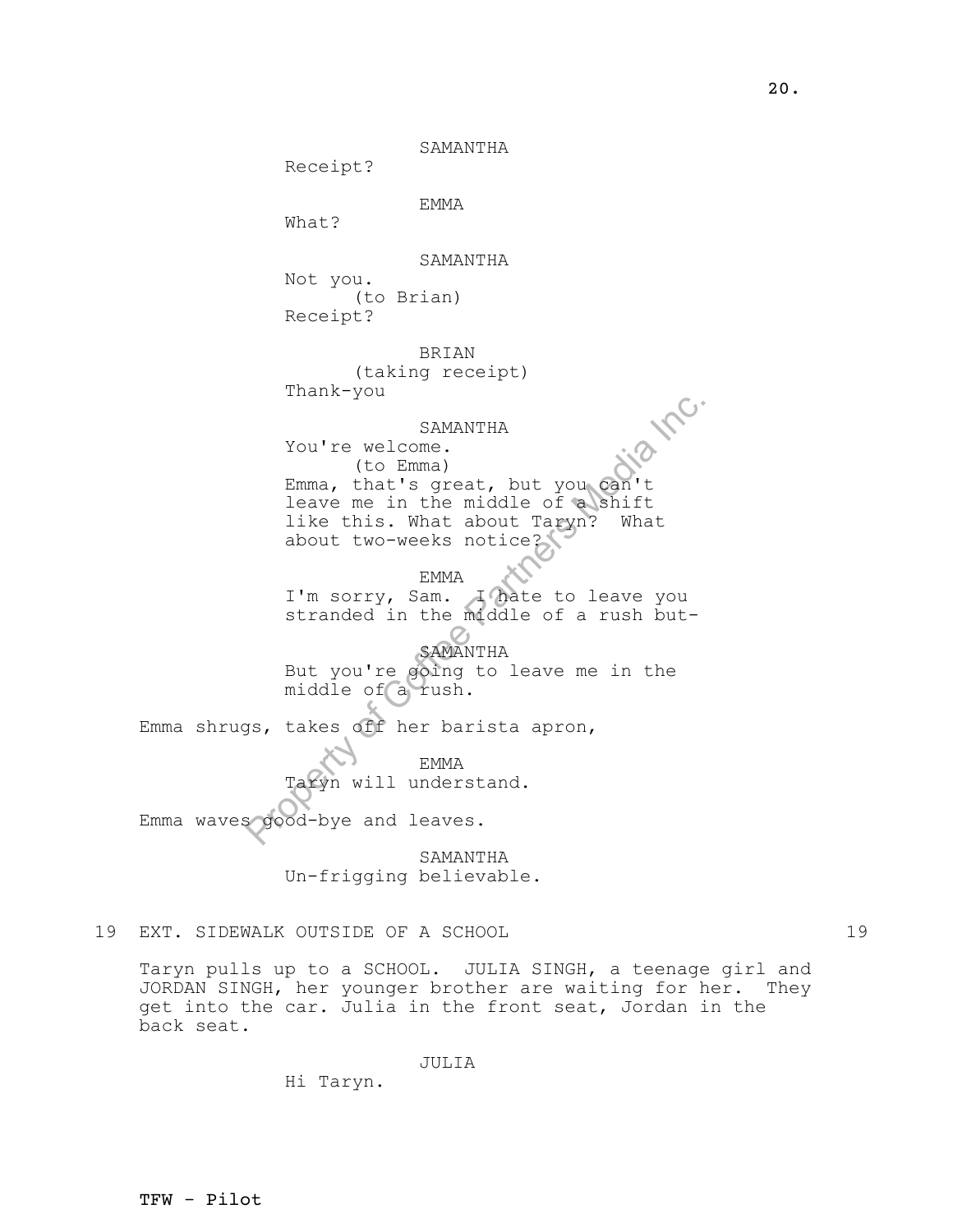SAMANTHA
Receipt?

EMMA
What?

SAMANTHA
Not you.
(to Brian)
Receipt?

BRIAN
(taking receipt)
Thank-you

SAMANTHA
You're welcome.
(to Emma)
Emma, that's great, but you can't leave me in the middle of a shift like this. What about Taryn? What about two-weeks notice?

EMMA
I'm sorry, Sam. I hate to leave you stranded in the middle of a rush but-

SAMANTHA
But you're going to leave me in the middle of a rush.

Emma shrugs, takes off her barista apron,

EMMA
Taryn will understand.

Emma waves good-bye and leaves.

SAMANTHA
Un-frigging believable.

19 EXT. SIDEWALK OUTSIDE OF A SCHOOL 19

Taryn pulls up to a SCHOOL. JULIA SINGH, a teenage girl and JORDAN SINGH, her younger brother are waiting for her. They get into the car. Julia in the front seat, Jordan in the back seat.

JULIA
Hi Taryn.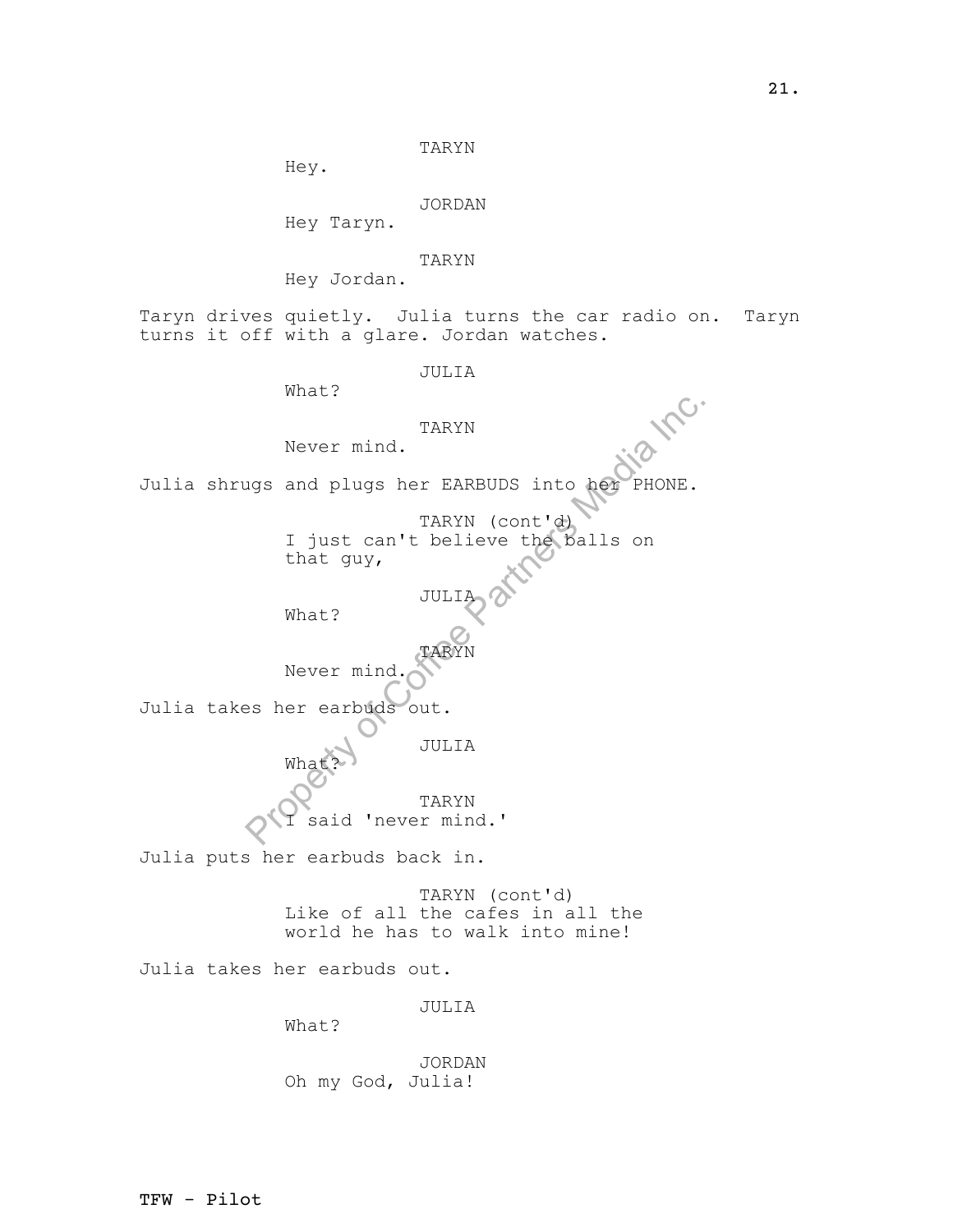TARYN

Hey.

JORDAN

Hey Taryn.

TARYN

Hey Jordan.

Taryn drives quietly. Julia turns the car radio on. Taryn turns it off with a glare. Jordan watches.

JULIA

What?

TARYN

Never mind.

Julia shrugs and plugs her EARBUDS into her PHONE.

TARYN (cont'd)

I just can't believe the balls on that guy,

JULIA

What?

TARYN

Never mind.

Julia takes her earbuds out.

JULIA

What?

TARYN

I said 'never mind.'

Julia puts her earbuds back in.

TARYN (cont'd)

Like of all the cafes in all the world he has to walk into mine!

Julia takes her earbuds out.

JULIA

What?

JORDAN

Oh my God, Julia!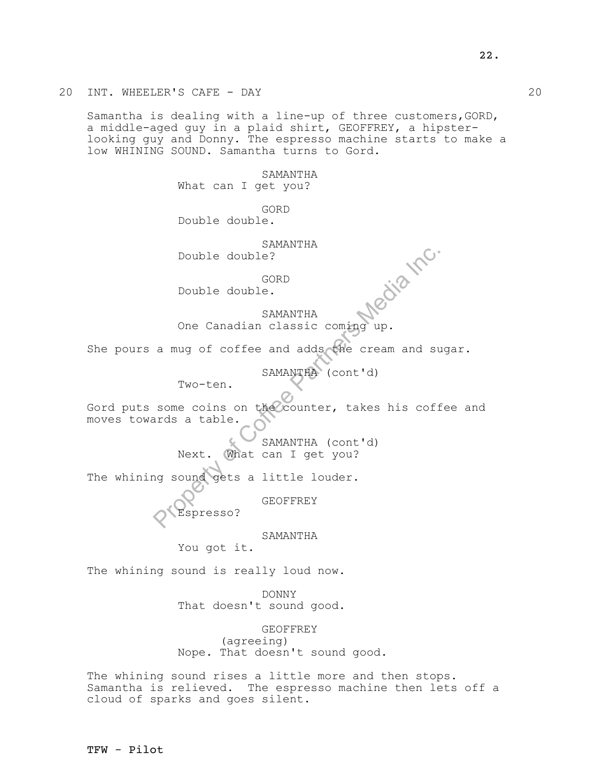20 INT. WHEELER'S CAFE - DAY 20

Samantha is dealing with a line-up of three customers,GORD, a middle-aged guy in a plaid shirt, GEOFFREY, a hipster-looking guy and Donny. The espresso machine starts to make a low WHINING SOUND. Samantha turns to Gord.

SAMANTHA
What can I get you?

GORD
Double double.

SAMANTHA
Double double?

GORD
Double double.

SAMANTHA
One Canadian classic coming up.

She pours a mug of coffee and adds the cream and sugar.

SAMANTHA (cont'd)
Two-ten.

Gord puts some coins on the counter, takes his coffee and moves towards a table.

SAMANTHA (cont'd)
Next. What can I get you?

The whining sound gets a little louder.

GEOFFREY
Espresso?

SAMANTHA
You got it.

The whining sound is really loud now.

DONNY
That doesn't sound good.

GEOFFREY
(agreeing)
Nope. That doesn't sound good.

The whining sound rises a little more and then stops. Samantha is relieved. The espresso machine then lets off a cloud of sparks and goes silent.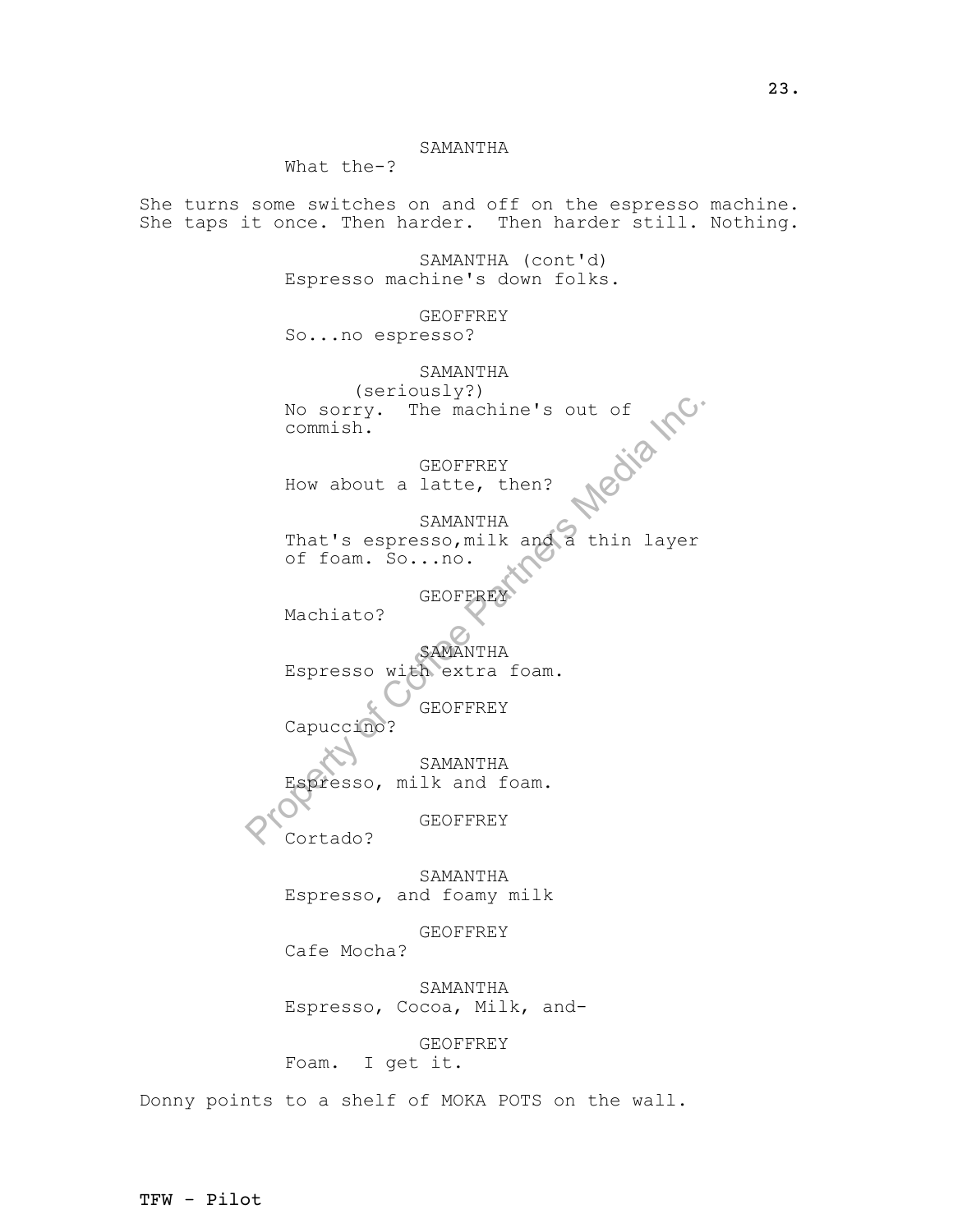SAMANTHA

What the-?

She turns some switches on and off on the espresso machine. She taps it once. Then harder. Then harder still. Nothing.

SAMANTHA (cont'd)

Espresso machine's down folks.

GEOFFREY

So...no espresso?

SAMANTHA

(seriously?)

No sorry. The machine's out of commish.

GEOFFREY

How about a latte, then?

SAMANTHA

That's espresso,milk and a thin layer of foam. So...no.

GEOFFREY

Machiato?

SAMANTHA

Espresso with extra foam.

GEOFFREY

Capuccino?

SAMANTHA

Espresso, milk and foam.

GEOFFREY

Cortado?

SAMANTHA

Espresso, and foamy milk

GEOFFREY

Cafe Mocha?

SAMANTHA

Espresso, Cocoa, Milk, and-

GEOFFREY

Foam. I get it.

Donny points to a shelf of MOKA POTS on the wall.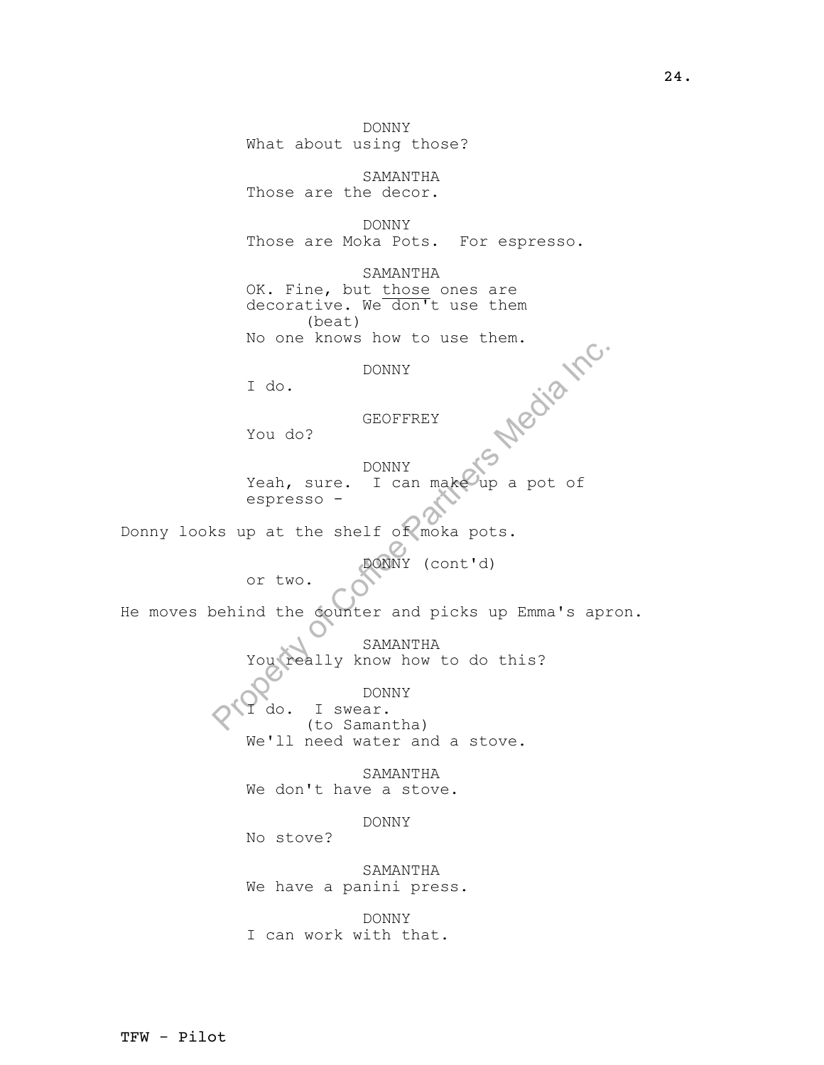DONNY
What about using those?

SAMANTHA
Those are the decor.

DONNY
Those are Moka Pots. For espresso.

SAMANTHA
OK. Fine, but <u>those</u> ones are decorative. We don't use them
(beat)
No one knows how to use them.

DONNY
I do.

GEOFFREY
You do?

DONNY
Yeah, sure. I can make up a pot of espresso -

Donny looks up at the shelf of moka pots.

DONNY (cont'd)
or two.

He moves behind the counter and picks up Emma's apron.

SAMANTHA
You really know how to do this?

DONNY
I do. I swear.
(to Samantha)
We'll need water and a stove.

SAMANTHA
We don't have a stove.

DONNY
No stove?

SAMANTHA
We have a panini press.

DONNY
I can work with that.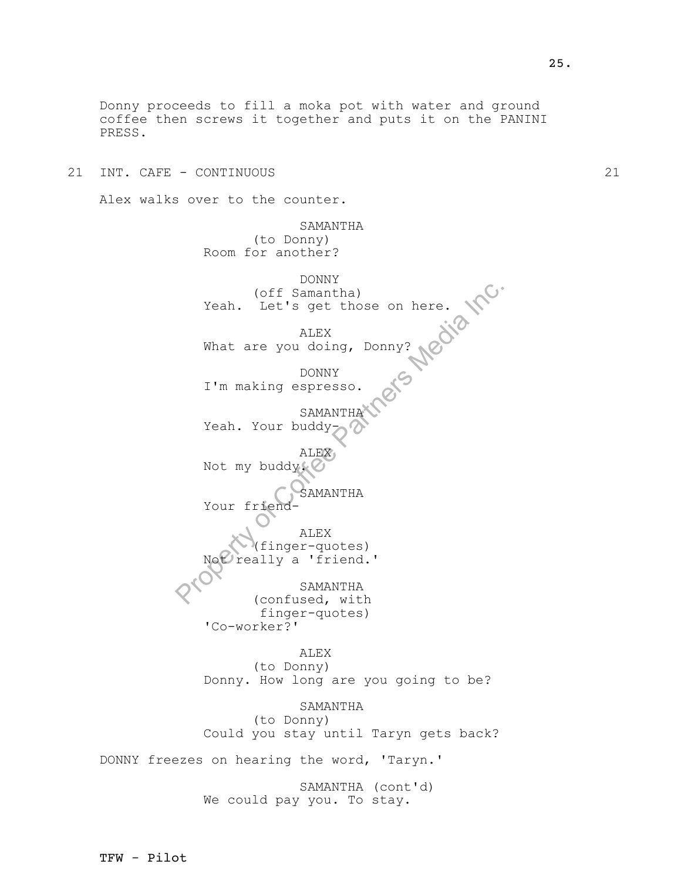Donny proceeds to fill a moka pot with water and ground coffee then screws it together and puts it on the PANINI PRESS.

21 INT. CAFE - CONTINUOUS 21

Alex walks over to the counter.

SAMANTHA
(to Donny)
Room for another?

DONNY
(off Samantha)
Yeah. Let's get those on here.

ALEX
What are you doing, Donny?

DONNY
I'm making espresso.

SAMANTHA
Yeah. Your buddy-

ALEX
Not my buddy.

SAMANTHA
Your friend-

ALEX
(finger-quotes)
Not really a 'friend.'

SAMANTHA
(confused, with
finger-quotes)
'Co-worker?'

ALEX
(to Donny)
Donny. How long are you going to be?

SAMANTHA
(to Donny)
Could you stay until Taryn gets back?

DONNY freezes on hearing the word, 'Taryn.'

SAMANTHA (cont'd)
We could pay you. To stay.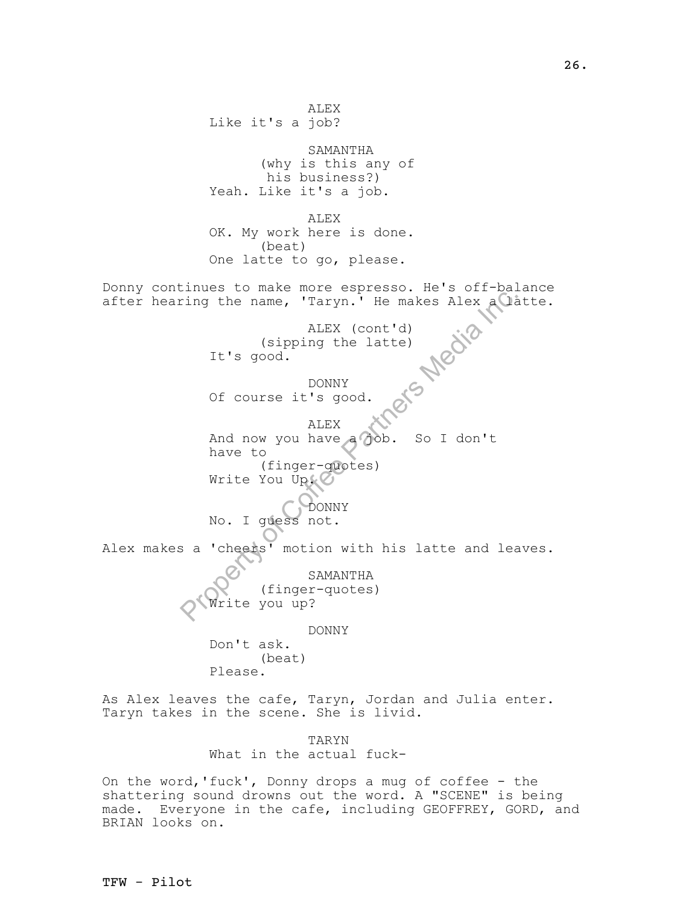ALEX
Like it's a job?

SAMANTHA
(why is this any of his business?)
Yeah. Like it's a job.

ALEX
OK. My work here is done.
(beat)
One latte to go, please.

Donny continues to make more espresso. He's off-balance after hearing the name, 'Taryn.' He makes Alex a latte.

ALEX (cont'd)
(sipping the latte)
It's good.

DONNY
Of course it's good.

ALEX
And now you have a job. So I don't have to
(finger-quotes)
Write You Up.

DONNY
No. I guess not.

Alex makes a 'cheers' motion with his latte and leaves.

SAMANTHA
(finger-quotes)
Write you up?

DONNY
Don't ask.
(beat)
Please.

As Alex leaves the cafe, Taryn, Jordan and Julia enter. Taryn takes in the scene. She is livid.

TARYN
What in the actual fuck-

On the word,'fuck', Donny drops a mug of coffee - the shattering sound drowns out the word. A "SCENE" is being made. Everyone in the cafe, including GEOFFREY, GORD, and BRIAN looks on.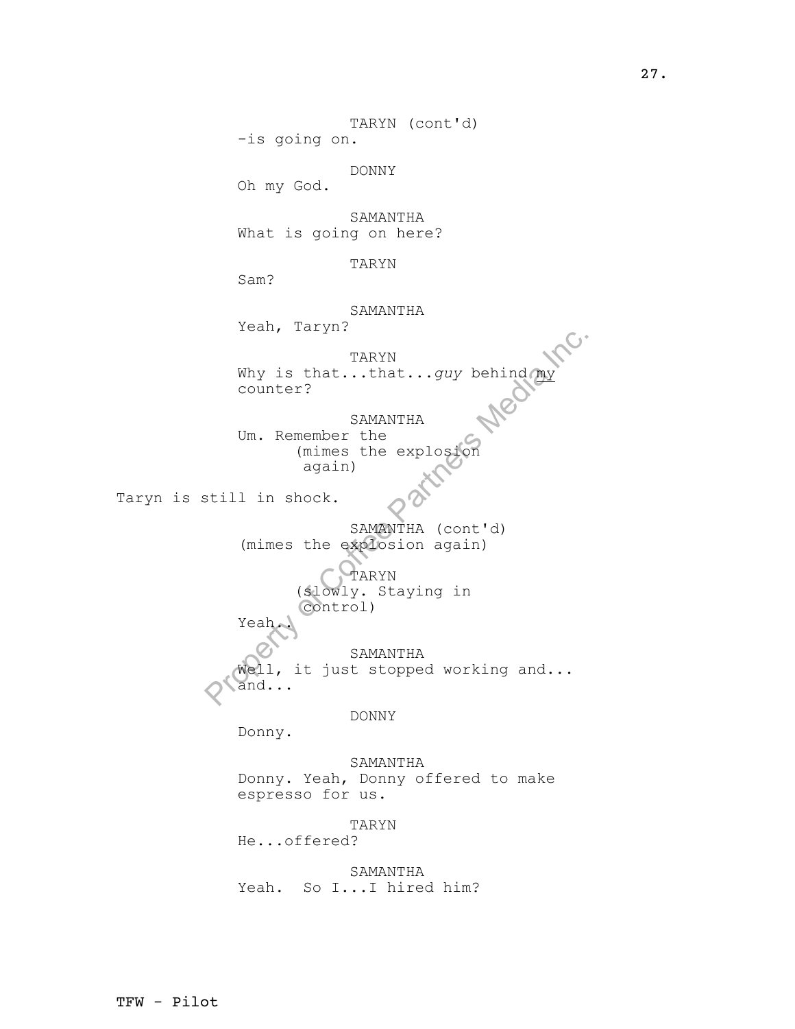TARYN (cont'd)
-is going on.

DONNY
Oh my God.

SAMANTHA
What is going on here?

TARYN
Sam?

SAMANTHA
Yeah, Taryn?

TARYN
Why is that...that...*guy* behind <u>my</u> counter?

SAMANTHA
Um. Remember the
(mimes the explosion again)

Taryn is still in shock.

SAMANTHA (cont'd)
(mimes the explosion again)

TARYN
(slowly. Staying in control)
Yeah..

SAMANTHA
Well, it just stopped working and... and...

DONNY
Donny.

SAMANTHA
Donny. Yeah, Donny offered to make espresso for us.

TARYN
He...offered?

SAMANTHA
Yeah.  So I...I hired him?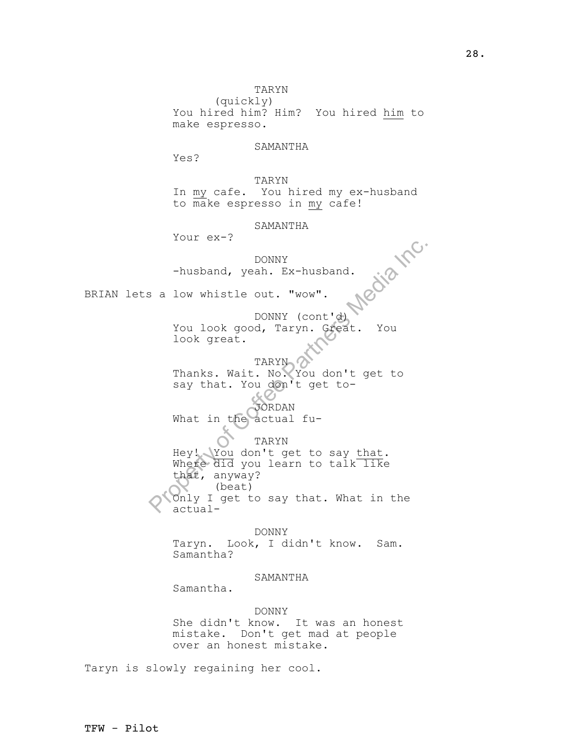TARYN
(quickly)
You hired him? Him? You hired <u>him</u> to make espresso.

SAMANTHA
Yes?

TARYN
In <u>my</u> cafe. You hired my ex-husband to make espresso in <u>my</u> cafe!

SAMANTHA
Your ex-?

DONNY
-husband, yeah. Ex-husband.

BRIAN lets a low whistle out. "wow".

DONNY (cont'd)
You look good, Taryn. Great. You look great.

TARYN
Thanks. Wait. No. You don't get to say that. You don't get to-

JORDAN
What in the actual fu-

TARYN
Hey! <u>You</u> don't get to say <u>that</u>. Where <u>did</u> you learn to talk <u>like</u> that, anyway?
(beat)
Only I get to say that. What in the actual-

DONNY
Taryn. Look, I didn't know. Sam. Samantha?

SAMANTHA
Samantha.

DONNY
She didn't know. It was an honest mistake. Don't get mad at people over an honest mistake.

Taryn is slowly regaining her cool.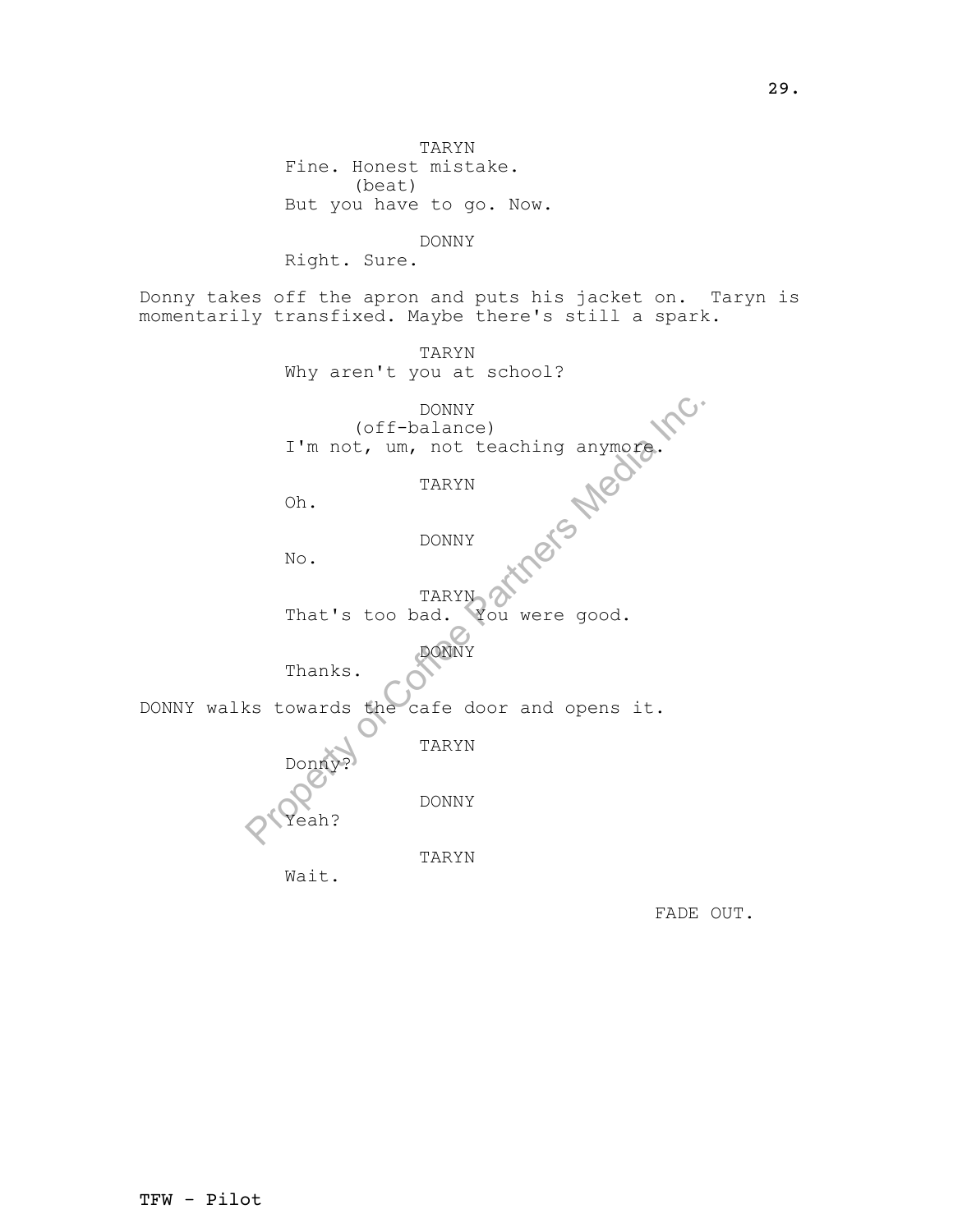TARYN
Fine. Honest mistake.
(beat)
But you have to go. Now.

DONNY
Right. Sure.

Donny takes off the apron and puts his jacket on. Taryn is momentarily transfixed. Maybe there's still a spark.

TARYN
Why aren't you at school?

DONNY
(off-balance)
I'm not, um, not teaching anymore.

TARYN
Oh.

DONNY
No.

TARYN
That's too bad. You were good.

DONNY
Thanks.

DONNY walks towards the cafe door and opens it.

TARYN
Donny?

DONNY
Yeah?

TARYN
Wait.

FADE OUT.